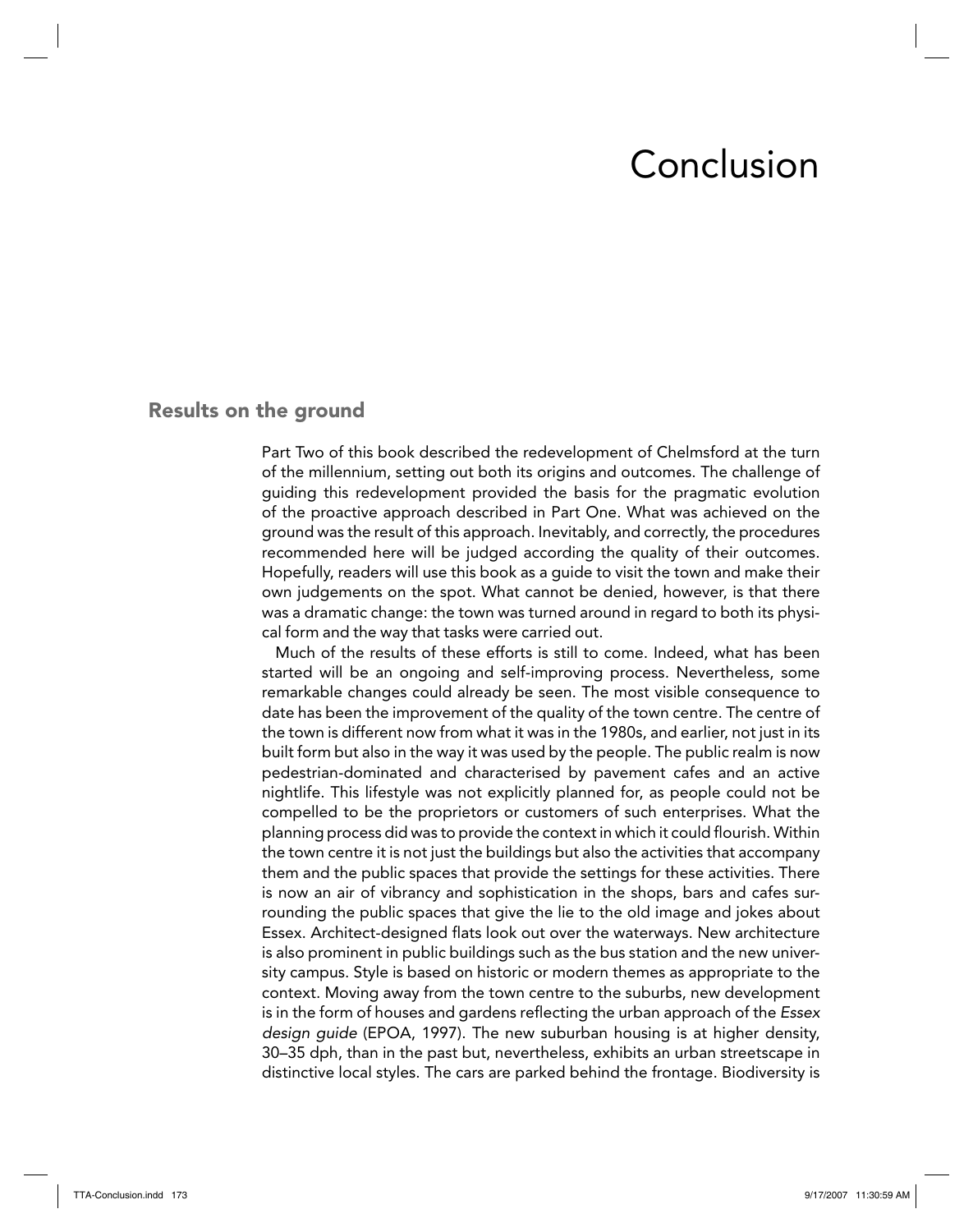# Conclusion

## Results on the ground

Part Two of this book described the redevelopment of Chelmsford at the turn of the millennium, setting out both its origins and outcomes. The challenge of guiding this redevelopment provided the basis for the pragmatic evolution of the proactive approach described in Part One. What was achieved on the ground was the result of this approach. Inevitably, and correctly, the procedures recommended here will be judged according the quality of their outcomes. Hopefully, readers will use this book as a guide to visit the town and make their own judgements on the spot. What cannot be denied, however, is that there was a dramatic change: the town was turned around in regard to both its physical form and the way that tasks were carried out.

Much of the results of these efforts is still to come. Indeed, what has been started will be an ongoing and self-improving process. Nevertheless, some remarkable changes could already be seen. The most visible consequence to date has been the improvement of the quality of the town centre. The centre of the town is different now from what it was in the 1980s, and earlier, not just in its built form but also in the way it was used by the people. The public realm is now pedestrian-dominated and characterised by pavement cafes and an active nightlife. This lifestyle was not explicitly planned for, as people could not be compelled to be the proprietors or customers of such enterprises. What the planning process did was to provide the context in which it could flourish. Within the town centre it is not just the buildings but also the activities that accompany them and the public spaces that provide the settings for these activities. There is now an air of vibrancy and sophistication in the shops, bars and cafes surrounding the public spaces that give the lie to the old image and jokes about Essex. Architect-designed flats look out over the waterways. New architecture is also prominent in public buildings such as the bus station and the new university campus. Style is based on historic or modern themes as appropriate to the context. Moving away from the town centre to the suburbs, new development is in the form of houses and gardens reflecting the urban approach of the *Essex design guide* (EPOA, 1997). The new suburban housing is at higher density, 30–35 dph, than in the past but, nevertheless, exhibits an urban streetscape in distinctive local styles. The cars are parked behind the frontage. Biodiversity is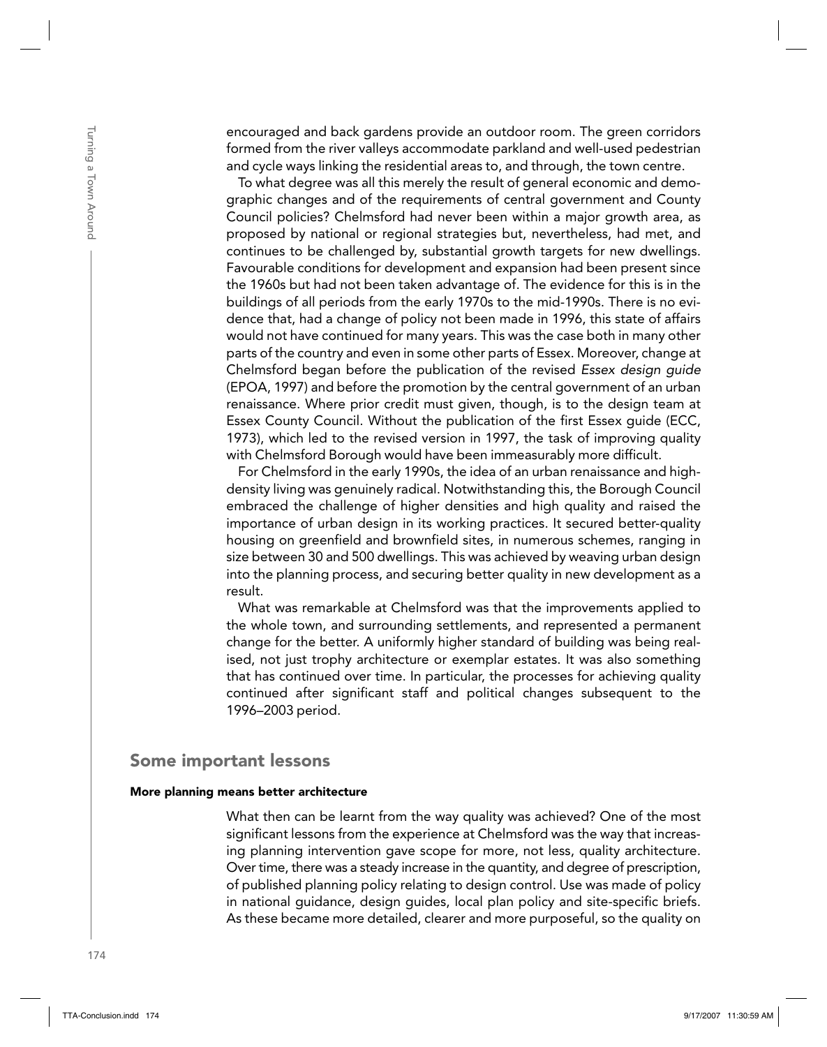encouraged and back gardens provide an outdoor room. The green corridors formed from the river valleys accommodate parkland and well-used pedestrian and cycle ways linking the residential areas to, and through, the town centre.

To what degree was all this merely the result of general economic and demographic changes and of the requirements of central government and County Council policies? Chelmsford had never been within a major growth area, as proposed by national or regional strategies but, nevertheless, had met, and continues to be challenged by, substantial growth targets for new dwellings. Favourable conditions for development and expansion had been present since the 1960s but had not been taken advantage of. The evidence for this is in the buildings of all periods from the early 1970s to the mid-1990s. There is no evidence that, had a change of policy not been made in 1996, this state of affairs would not have continued for many years. This was the case both in many other parts of the country and even in some other parts of Essex. Moreover, change at Chelmsford began before the publication of the revised *Essex design guide* (EPOA, 1997) and before the promotion by the central government of an urban renaissance. Where prior credit must given, though, is to the design team at Essex County Council. Without the publication of the first Essex guide (ECC, 1973), which led to the revised version in 1997, the task of improving quality with Chelmsford Borough would have been immeasurably more difficult.

For Chelmsford in the early 1990s, the idea of an urban renaissance and high-density living was genuinely radical. Notwithstanding this, the Borough Council embraced the challenge of higher densities and high quality and raised the importance of urban design in its working practices. It secured better-quality housing on greenfield and brownfield sites, in numerous schemes, ranging in size between 30 and 500 dwellings. This was achieved by weaving urban design into the planning process, and securing better quality in new development as a result.

What was remarkable at Chelmsford was that the improvements applied to the whole town, and surrounding settlements, and represented a permanent change for the better. A uniformly higher standard of building was being realised, not just trophy architecture or exemplar estates. It was also something that has continued over time. In particular, the processes for achieving quality continued after significant staff and political changes subsequent to the 1996–2003 period.

## Some important lessons

#### More planning means better architecture

What then can be learnt from the way quality was achieved? One of the most significant lessons from the experience at Chelmsford was the way that increasing planning intervention gave scope for more, not less, quality architecture. Over time, there was a steady increase in the quantity, and degree of prescription, of published planning policy relating to design control. Use was made of policy in national guidance, design guides, local plan policy and site-specific briefs. As these became more detailed, clearer and more purposeful, so the quality on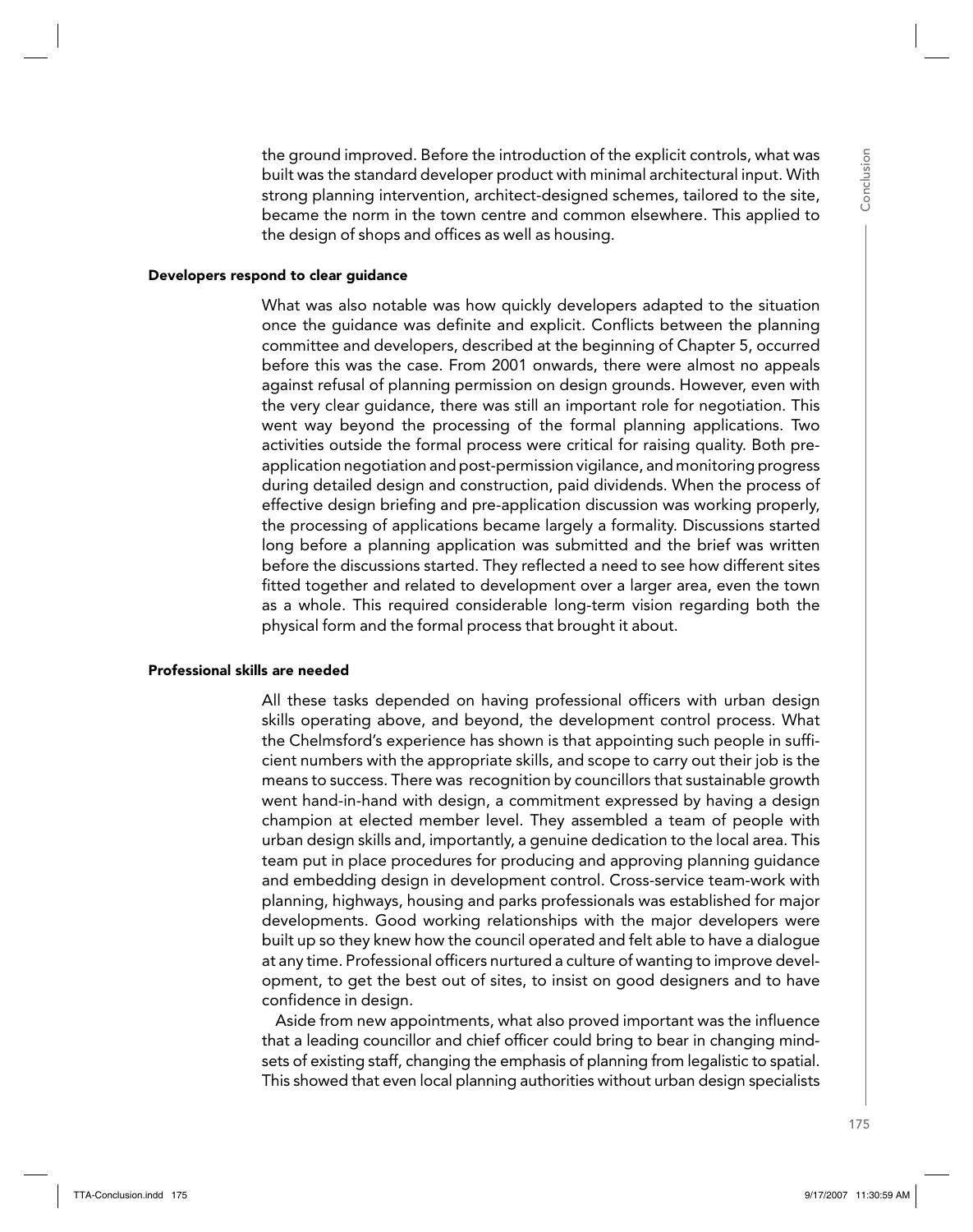the ground improved. Before the introduction of the explicit controls, what was built was the standard developer product with minimal architectural input. With strong planning intervention, architect-designed schemes, tailored to the site, became the norm in the town centre and common elsewhere. This applied to the design of shops and offices as well as housing.

### Developers respond to clear guidance

What was also notable was how quickly developers adapted to the situation once the guidance was definite and explicit. Conflicts between the planning committee and developers, described at the beginning of Chapter 5, occurred before this was the case. From 2001 onwards, there were almost no appeals against refusal of planning permission on design grounds. However, even with the very clear guidance, there was still an important role for negotiation. This went way beyond the processing of the formal planning applications. Two activities outside the formal process were critical for raising quality. Both pre-application negotiation and post-permission vigilance, and monitoring progress during detailed design and construction, paid dividends. When the process of effective design briefing and pre-application discussion was working properly, the processing of applications became largely a formality. Discussions started long before a planning application was submitted and the brief was written before the discussions started. They reflected a need to see how different sites fitted together and related to development over a larger area, even the town as a whole. This required considerable long-term vision regarding both the physical form and the formal process that brought it about.

### Professional skills are needed

All these tasks depended on having professional officers with urban design skills operating above, and beyond, the development control process. What the Chelmsford's experience has shown is that appointing such people in sufficient numbers with the appropriate skills, and scope to carry out their job is the means to success. There was recognition by councillors that sustainable growth went hand-in-hand with design, a commitment expressed by having a design champion at elected member level. They assembled a team of people with urban design skills and, importantly, a genuine dedication to the local area. This team put in place procedures for producing and approving planning guidance and embedding design in development control. Cross-service team-work with planning, highways, housing and parks professionals was established for major developments. Good working relationships with the major developers were built up so they knew how the council operated and felt able to have a dialogue at any time. Professional officers nurtured a culture of wanting to improve development, to get the best out of sites, to insist on good designers and to have confidence in design.

Aside from new appointments, what also proved important was the influence that a leading councillor and chief officer could bring to bear in changing mind-sets of existing staff, changing the emphasis of planning from legalistic to spatial. This showed that even local planning authorities without urban design specialists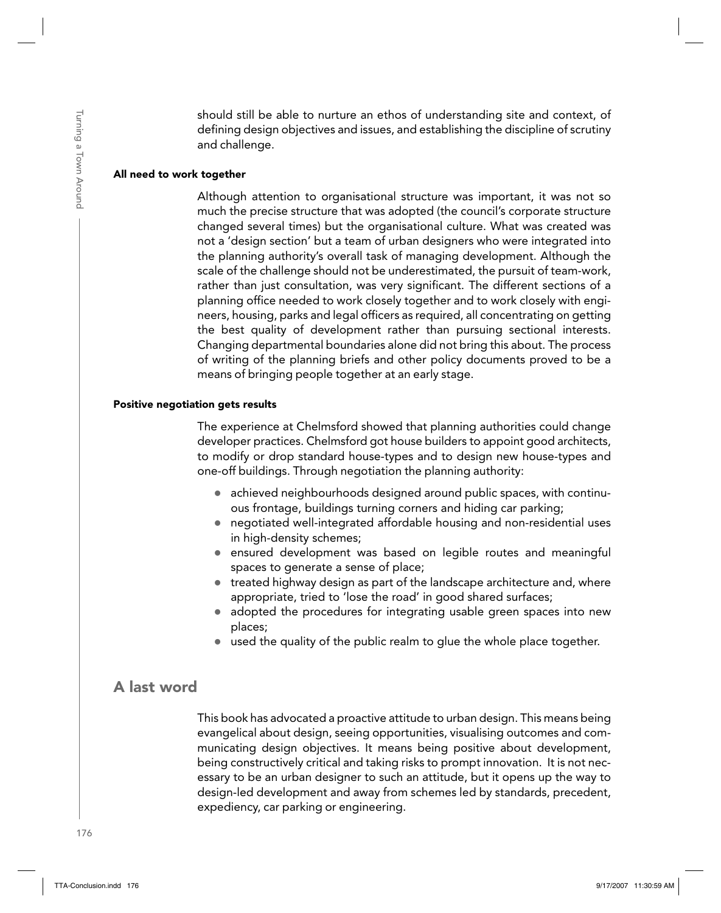should still be able to nurture an ethos of understanding site and context, of defining design objectives and issues, and establishing the discipline of scrutiny and challenge.

#### All need to work together

Although attention to organisational structure was important, it was not so much the precise structure that was adopted (the council's corporate structure changed several times) but the organisational culture. What was created was not a 'design section' but a team of urban designers who were integrated into the planning authority's overall task of managing development. Although the scale of the challenge should not be underestimated, the pursuit of team-work, rather than just consultation, was very significant. The different sections of a planning office needed to work closely together and to work closely with engineers, housing, parks and legal officers as required, all concentrating on getting the best quality of development rather than pursuing sectional interests. Changing departmental boundaries alone did not bring this about. The process of writing of the planning briefs and other policy documents proved to be a means of bringing people together at an early stage.

#### Positive negotiation gets results

The experience at Chelmsford showed that planning authorities could change developer practices. Chelmsford got house builders to appoint good architects, to modify or drop standard house-types and to design new house-types and one-off buildings. Through negotiation the planning authority:

- achieved neighbourhoods designed around public spaces, with continuous frontage, buildings turning corners and hiding car parking;
- negotiated well-integrated affordable housing and non-residential uses in high-density schemes;
- ensured development was based on legible routes and meaningful spaces to generate a sense of place;
- treated highway design as part of the landscape architecture and, where appropriate, tried to 'lose the road' in good shared surfaces;
- adopted the procedures for integrating usable green spaces into new places;
- used the quality of the public realm to glue the whole place together.

## A last word

This book has advocated a proactive attitude to urban design. This means being evangelical about design, seeing opportunities, visualising outcomes and communicating design objectives. It means being positive about development, being constructively critical and taking risks to prompt innovation. It is not necessary to be an urban designer to such an attitude, but it opens up the way to design-led development and away from schemes led by standards, precedent, expediency, car parking or engineering.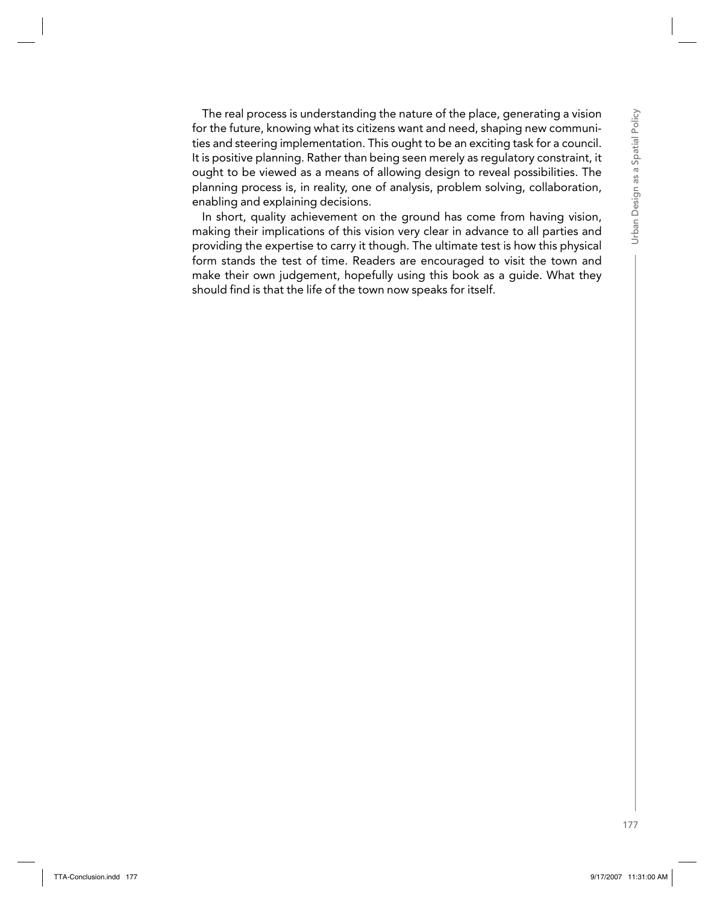The real process is understanding the nature of the place, generating a vision for the future, knowing what its citizens want and need, shaping new communities and steering implementation. This ought to be an exciting task for a council. It is positive planning. Rather than being seen merely as regulatory constraint, it ought to be viewed as a means of allowing design to reveal possibilities. The planning process is, in reality, one of analysis, problem solving, collaboration, enabling and explaining decisions.

In short, quality achievement on the ground has come from having vision, making their implications of this vision very clear in advance to all parties and providing the expertise to carry it though. The ultimate test is how this physical form stands the test of time. Readers are encouraged to visit the town and make their own judgement, hopefully using this book as a guide. What they should find is that the life of the town now speaks for itself.